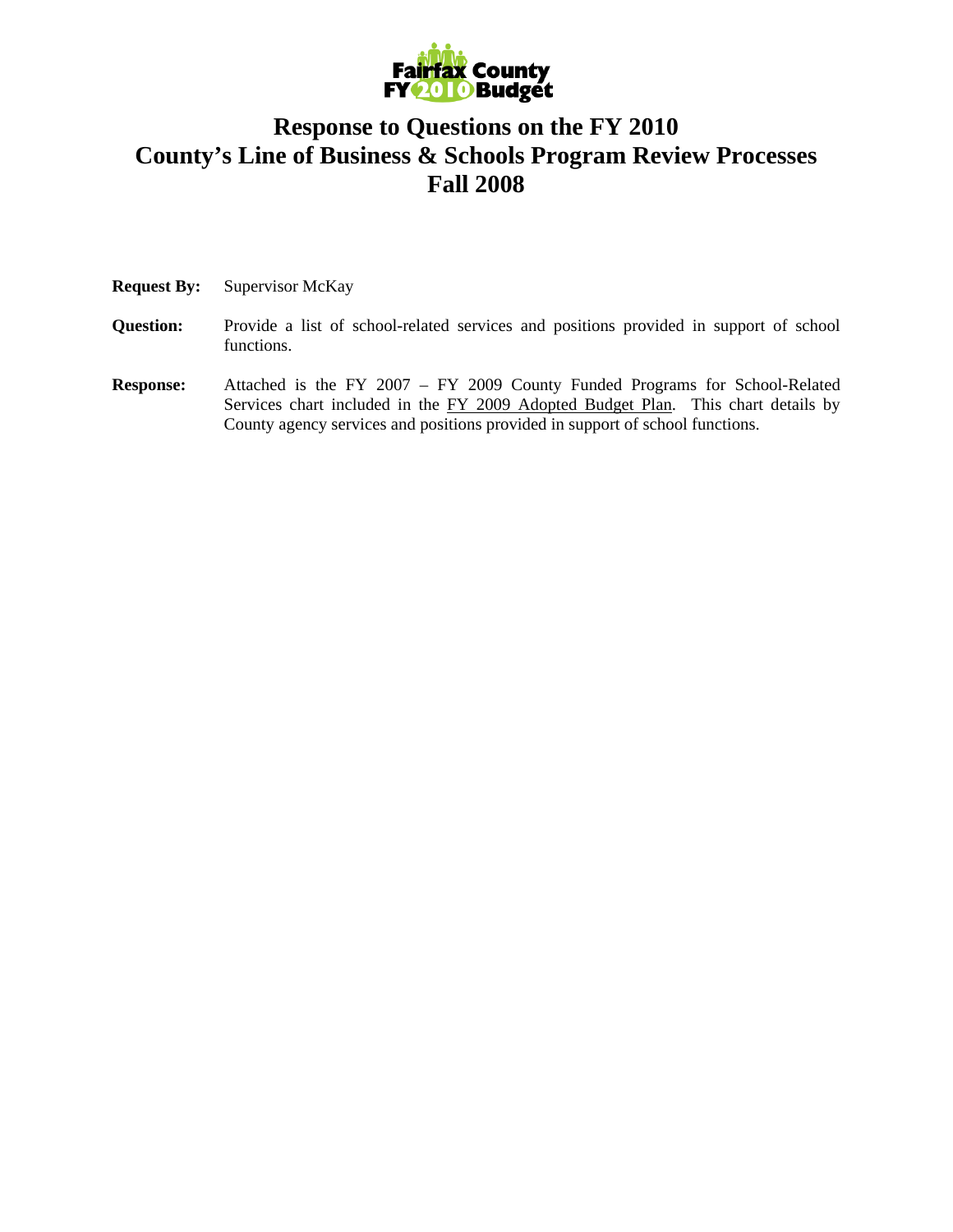Fairfax County FY 2010 Budget

# Response to Questions on the FY 2010 County's Line of Business & Schools Program Review Processes Fall 2008

**Request By:** Supervisor McKay

**Question:** Provide a list of school-related services and positions provided in support of school functions.

**Response:** Attached is the FY 2007 – FY 2009 County Funded Programs for School-Related Services chart included in the FY 2009 Adopted Budget Plan. This chart details by County agency services and positions provided in support of school functions.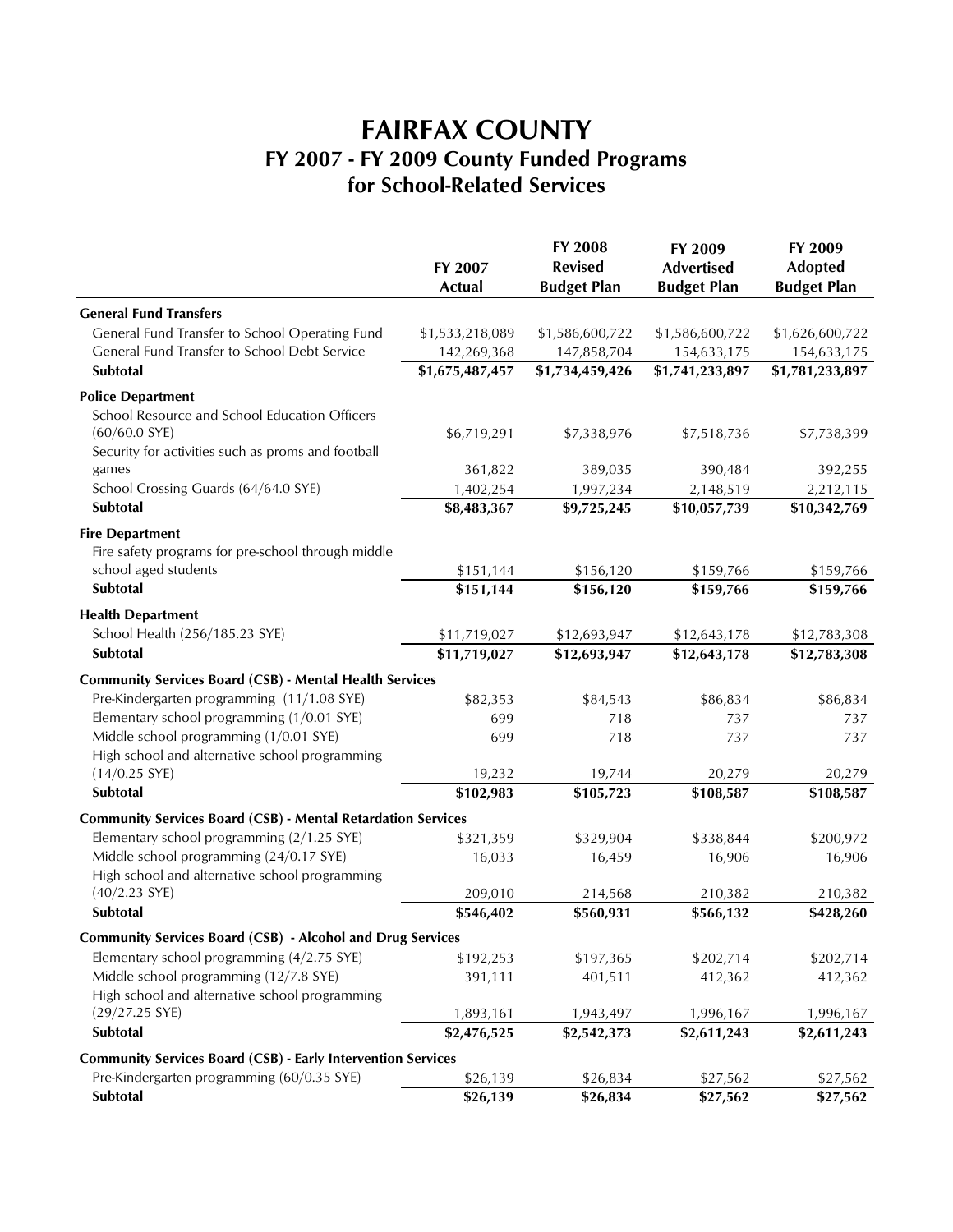# FAIRFAX COUNTY

## FY 2007 - FY 2009 County Funded Programs for School-Related Services

| | FY 2007 Actual | FY 2008 Revised Budget Plan | FY 2009 Advertised Budget Plan | FY 2009 Adopted Budget Plan |
|---|---|---|---|---|
| **General Fund Transfers** | | | | |
| General Fund Transfer to School Operating Fund | $1,533,218,089 | $1,586,600,722 | $1,586,600,722 | $1,626,600,722 |
| General Fund Transfer to School Debt Service | 142,269,368 | 147,858,704 | 154,633,175 | 154,633,175 |
| **Subtotal** | **$1,675,487,457** | **$1,734,459,426** | **$1,741,233,897** | **$1,781,233,897** |
| **Police Department** | | | | |
| School Resource and School Education Officers (60/60.0 SYE) | $6,719,291 | $7,338,976 | $7,518,736 | $7,738,399 |
| Security for activities such as proms and football games | 361,822 | 389,035 | 390,484 | 392,255 |
| School Crossing Guards (64/64.0 SYE) | 1,402,254 | 1,997,234 | 2,148,519 | 2,212,115 |
| **Subtotal** | **$8,483,367** | **$9,725,245** | **$10,057,739** | **$10,342,769** |
| **Fire Department** | | | | |
| Fire safety programs for pre-school through middle school aged students | $151,144 | $156,120 | $159,766 | $159,766 |
| **Subtotal** | **$151,144** | **$156,120** | **$159,766** | **$159,766** |
| **Health Department** | | | | |
| School Health (256/185.23 SYE) | $11,719,027 | $12,693,947 | $12,643,178 | $12,783,308 |
| **Subtotal** | **$11,719,027** | **$12,693,947** | **$12,643,178** | **$12,783,308** |
| **Community Services Board (CSB) - Mental Health Services** | | | | |
| Pre-Kindergarten programming (11/1.08 SYE) | $82,353 | $84,543 | $86,834 | $86,834 |
| Elementary school programming (1/0.01 SYE) | 699 | 718 | 737 | 737 |
| Middle school programming (1/0.01 SYE) | 699 | 718 | 737 | 737 |
| High school and alternative school programming (14/0.25 SYE) | 19,232 | 19,744 | 20,279 | 20,279 |
| **Subtotal** | **$102,983** | **$105,723** | **$108,587** | **$108,587** |
| **Community Services Board (CSB) - Mental Retardation Services** | | | | |
| Elementary school programming (2/1.25 SYE) | $321,359 | $329,904 | $338,844 | $200,972 |
| Middle school programming (24/0.17 SYE) | 16,033 | 16,459 | 16,906 | 16,906 |
| High school and alternative school programming (40/2.23 SYE) | 209,010 | 214,568 | 210,382 | 210,382 |
| **Subtotal** | **$546,402** | **$560,931** | **$566,132** | **$428,260** |
| **Community Services Board (CSB) - Alcohol and Drug Services** | | | | |
| Elementary school programming (4/2.75 SYE) | $192,253 | $197,365 | $202,714 | $202,714 |
| Middle school programming (12/7.8 SYE) | 391,111 | 401,511 | 412,362 | 412,362 |
| High school and alternative school programming (29/27.25 SYE) | 1,893,161 | 1,943,497 | 1,996,167 | 1,996,167 |
| **Subtotal** | **$2,476,525** | **$2,542,373** | **$2,611,243** | **$2,611,243** |
| **Community Services Board (CSB) - Early Intervention Services** | | | | |
| Pre-Kindergarten programming (60/0.35 SYE) | $26,139 | $26,834 | $27,562 | $27,562 |
| **Subtotal** | **$26,139** | **$26,834** | **$27,562** | **$27,562** |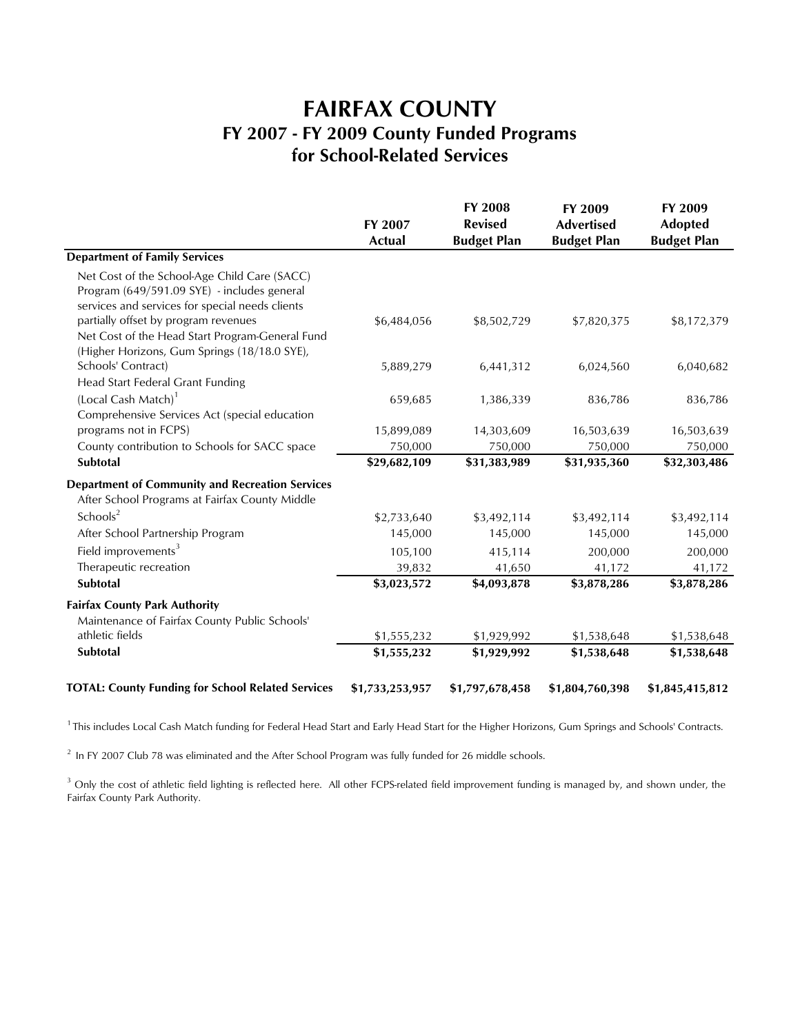# FAIRFAX COUNTY

## FY 2007 - FY 2009 County Funded Programs for School-Related Services

| | FY 2007 Actual | FY 2008 Revised Budget Plan | FY 2009 Advertised Budget Plan | FY 2009 Adopted Budget Plan |
|---|---|---|---|---|
| **Department of Family Services** | | | | |
| Net Cost of the School-Age Child Care (SACC) Program (649/591.09 SYE) - includes general services and services for special needs clients partially offset by program revenues | $6,484,056 | $8,502,729 | $7,820,375 | $8,172,379 |
| Net Cost of the Head Start Program-General Fund (Higher Horizons, Gum Springs (18/18.0 SYE), Schools' Contract) | 5,889,279 | 6,441,312 | 6,024,560 | 6,040,682 |
| Head Start Federal Grant Funding (Local Cash Match)[1] | 659,685 | 1,386,339 | 836,786 | 836,786 |
| Comprehensive Services Act (special education programs not in FCPS) | 15,899,089 | 14,303,609 | 16,503,639 | 16,503,639 |
| County contribution to Schools for SACC space | 750,000 | 750,000 | 750,000 | 750,000 |
| **Subtotal** | **$29,682,109** | **$31,383,989** | **$31,935,360** | **$32,303,486** |
| **Department of Community and Recreation Services** | | | | |
| After School Programs at Fairfax County Middle Schools[2] | $2,733,640 | $3,492,114 | $3,492,114 | $3,492,114 |
| After School Partnership Program | 145,000 | 145,000 | 145,000 | 145,000 |
| Field improvements[3] | 105,100 | 415,114 | 200,000 | 200,000 |
| Therapeutic recreation | 39,832 | 41,650 | 41,172 | 41,172 |
| **Subtotal** | **$3,023,572** | **$4,093,878** | **$3,878,286** | **$3,878,286** |
| **Fairfax County Park Authority** | | | | |
| Maintenance of Fairfax County Public Schools' athletic fields | $1,555,232 | $1,929,992 | $1,538,648 | $1,538,648 |
| **Subtotal** | **$1,555,232** | **$1,929,992** | **$1,538,648** | **$1,538,648** |
| **TOTAL: County Funding for School Related Services** | **$1,733,253,957** | **$1,797,678,458** | **$1,804,760,398** | **$1,845,415,812** |

[1] This includes Local Cash Match funding for Federal Head Start and Early Head Start for the Higher Horizons, Gum Springs and Schools' Contracts.

[2] In FY 2007 Club 78 was eliminated and the After School Program was fully funded for 26 middle schools.

[3] Only the cost of athletic field lighting is reflected here. All other FCPS-related field improvement funding is managed by, and shown under, the Fairfax County Park Authority.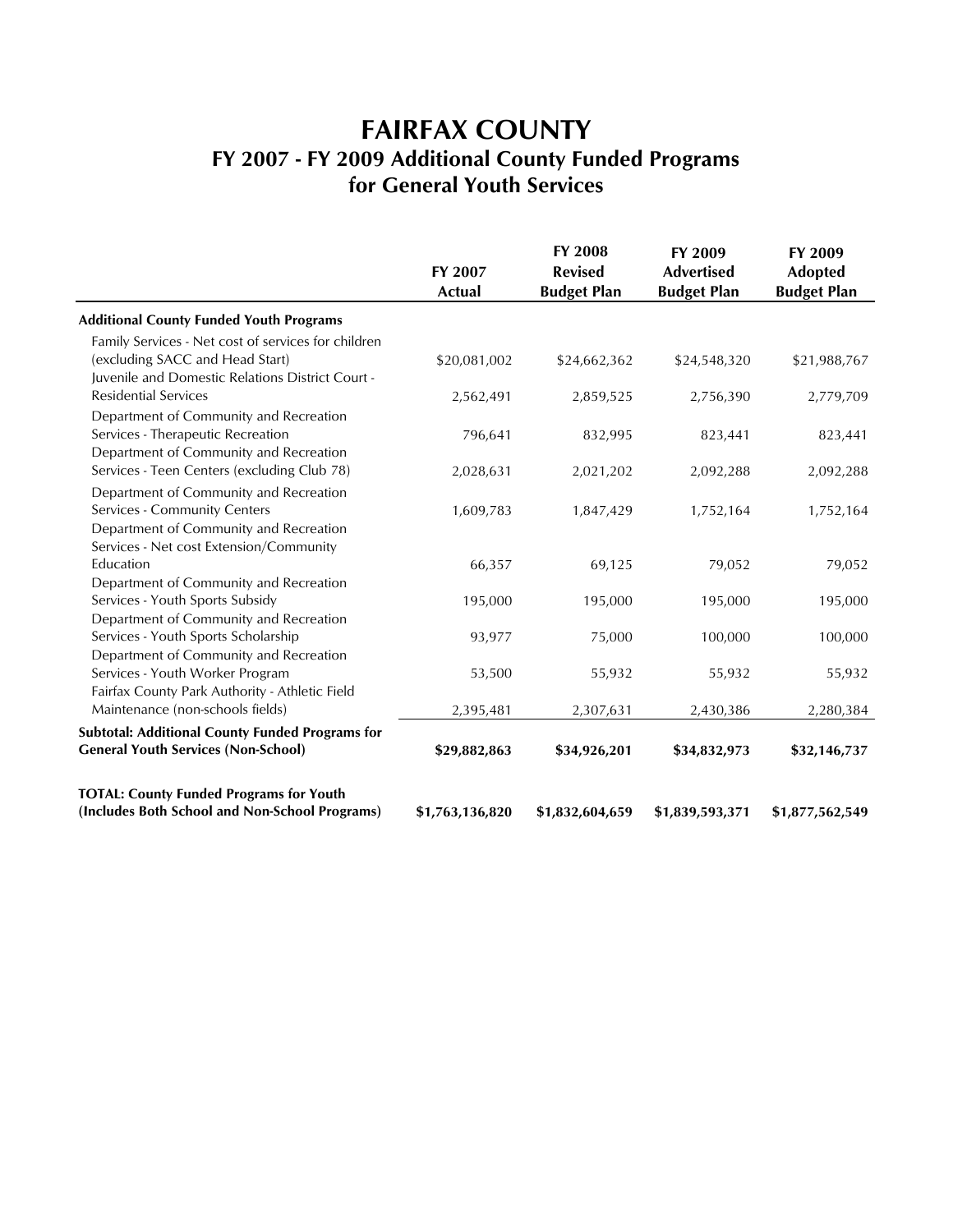# FAIRFAX COUNTY

## FY 2007 - FY 2009 Additional County Funded Programs for General Youth Services

| | FY 2007 Actual | FY 2008 Revised Budget Plan | FY 2009 Advertised Budget Plan | FY 2009 Adopted Budget Plan |
|---|---|---|---|---|
| **Additional County Funded Youth Programs** | | | | |
| Family Services - Net cost of services for children (excluding SACC and Head Start) | $20,081,002 | $24,662,362 | $24,548,320 | $21,988,767 |
| Juvenile and Domestic Relations District Court - Residential Services | 2,562,491 | 2,859,525 | 2,756,390 | 2,779,709 |
| Department of Community and Recreation Services - Therapeutic Recreation | 796,641 | 832,995 | 823,441 | 823,441 |
| Department of Community and Recreation Services - Teen Centers (excluding Club 78) | 2,028,631 | 2,021,202 | 2,092,288 | 2,092,288 |
| Department of Community and Recreation Services - Community Centers | 1,609,783 | 1,847,429 | 1,752,164 | 1,752,164 |
| Department of Community and Recreation Services - Net cost Extension/Community Education | 66,357 | 69,125 | 79,052 | 79,052 |
| Department of Community and Recreation Services - Youth Sports Subsidy | 195,000 | 195,000 | 195,000 | 195,000 |
| Department of Community and Recreation Services - Youth Sports Scholarship | 93,977 | 75,000 | 100,000 | 100,000 |
| Department of Community and Recreation Services - Youth Worker Program | 53,500 | 55,932 | 55,932 | 55,932 |
| Fairfax County Park Authority - Athletic Field Maintenance (non-schools fields) | 2,395,481 | 2,307,631 | 2,430,386 | 2,280,384 |
| **Subtotal: Additional County Funded Programs for General Youth Services (Non-School)** | **$29,882,863** | **$34,926,201** | **$34,832,973** | **$32,146,737** |
| **TOTAL: County Funded Programs for Youth (Includes Both School and Non-School Programs)** | **$1,763,136,820** | **$1,832,604,659** | **$1,839,593,371** | **$1,877,562,549** |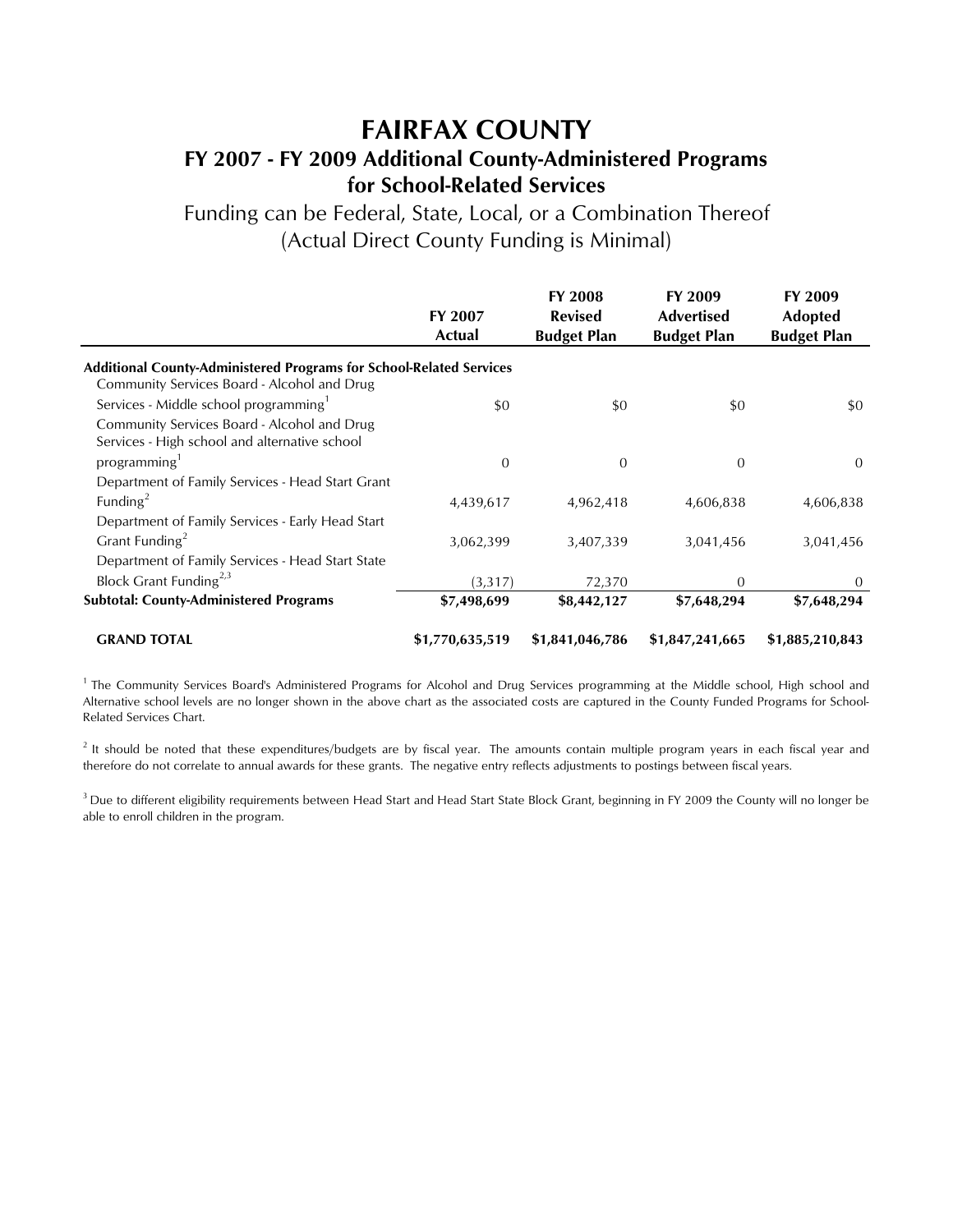# FAIRFAX COUNTY

## FY 2007 - FY 2009 Additional County-Administered Programs for School-Related Services

Funding can be Federal, State, Local, or a Combination Thereof
(Actual Direct County Funding is Minimal)

| | FY 2007 Actual | FY 2008 Revised Budget Plan | FY 2009 Advertised Budget Plan | FY 2009 Adopted Budget Plan |
|---|---|---|---|---|
| **Additional County-Administered Programs for School-Related Services** | | | | |
| Community Services Board - Alcohol and Drug Services - Middle school programming[1] | $0 | $0 | $0 | $0 |
| Community Services Board - Alcohol and Drug Services - High school and alternative school programming[1] | 0 | 0 | 0 | 0 |
| Department of Family Services - Head Start Grant Funding[2] | 4,439,617 | 4,962,418 | 4,606,838 | 4,606,838 |
| Department of Family Services - Early Head Start Grant Funding[2] | 3,062,399 | 3,407,339 | 3,041,456 | 3,041,456 |
| Department of Family Services - Head Start State Block Grant Funding[2,3] | (3,317) | 72,370 | 0 | 0 |
| **Subtotal: County-Administered Programs** | **$7,498,699** | **$8,442,127** | **$7,648,294** | **$7,648,294** |
| **GRAND TOTAL** | **$1,770,635,519** | **$1,841,046,786** | **$1,847,241,665** | **$1,885,210,843** |

[1] The Community Services Board's Administered Programs for Alcohol and Drug Services programming at the Middle school, High school and Alternative school levels are no longer shown in the above chart as the associated costs are captured in the County Funded Programs for School-Related Services Chart.

[2] It should be noted that these expenditures/budgets are by fiscal year. The amounts contain multiple program years in each fiscal year and therefore do not correlate to annual awards for these grants. The negative entry reflects adjustments to postings between fiscal years.

[3] Due to different eligibility requirements between Head Start and Head Start State Block Grant, beginning in FY 2009 the County will no longer be able to enroll children in the program.